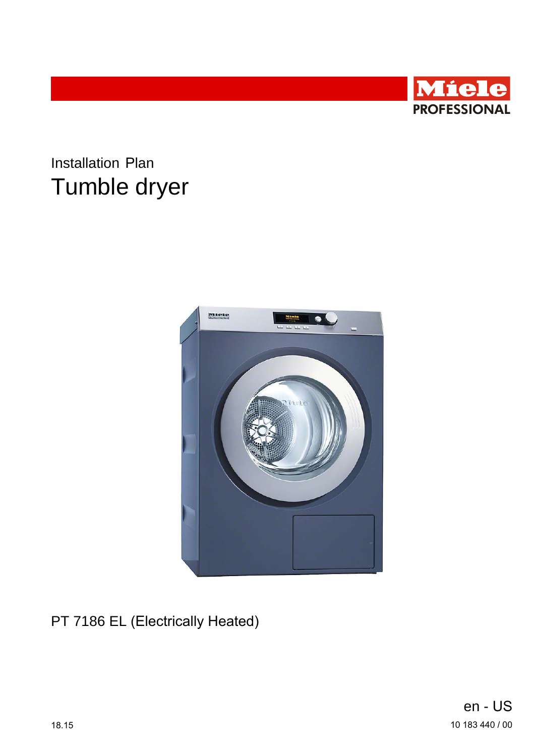Miele PROFESSIONAL

Installation Plan

# Tumble dryer

PT 7186 EL (Electrically Heated)

en - US

18.15

10 183 440 / 00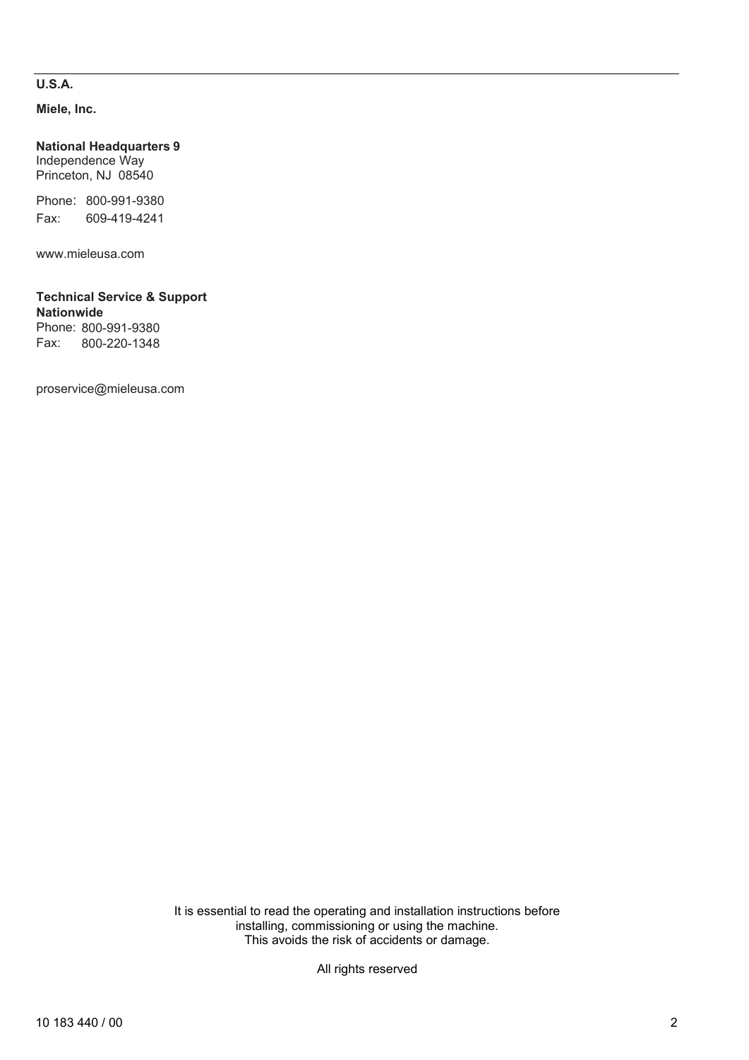**U.S.A.**

**Miele, Inc.**

**National Headquarters 9**
Independence Way
Princeton, NJ 08540

Phone: 800-991-9380
Fax: 609-419-4241

www.mieleusa.com

**Technical Service & Support**
**Nationwide**
Phone: 800-991-9380
Fax: 800-220-1348

proservice@mieleusa.com

It is essential to read the operating and installation instructions before installing, commissioning or using the machine.
This avoids the risk of accidents or damage.

All rights reserved

10 183 440 / 00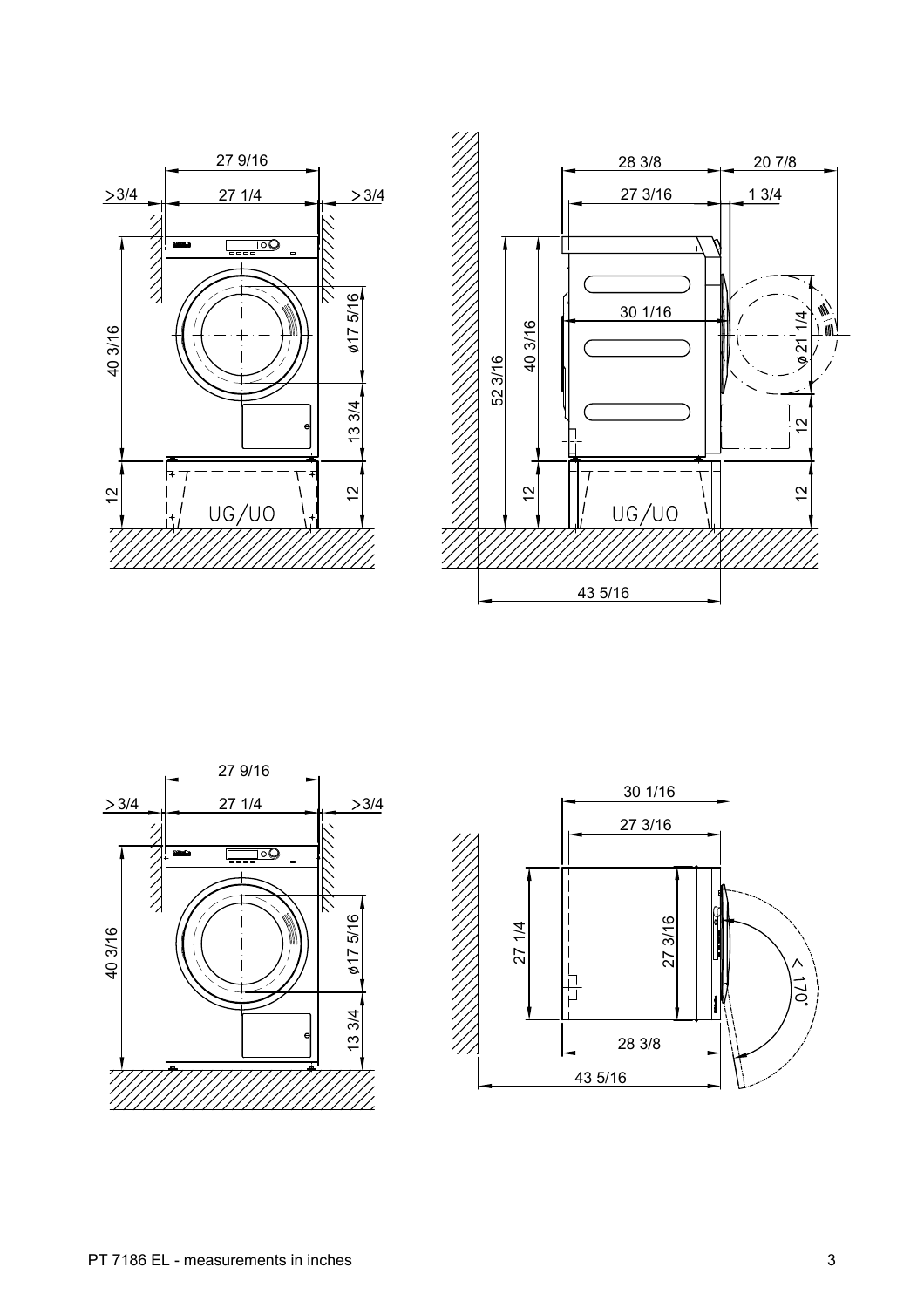27 9/16

>3/4 27 1/4 >3/4

40 3/16

ø17 5/16

13 3/4

12 UG/UO 12

28 3/8 20 7/8

27 3/16 1 3/4

30 1/16

52 3/16 40 3/16

ø21 1/4

12

12 UG/UO 12

43 5/16

27 9/16

>3/4 27 1/4 >3/4

40 3/16

ø17 5/16

13 3/4

30 1/16

27 3/16

27 1/4 27 3/16

< 170°

28 3/8

43 5/16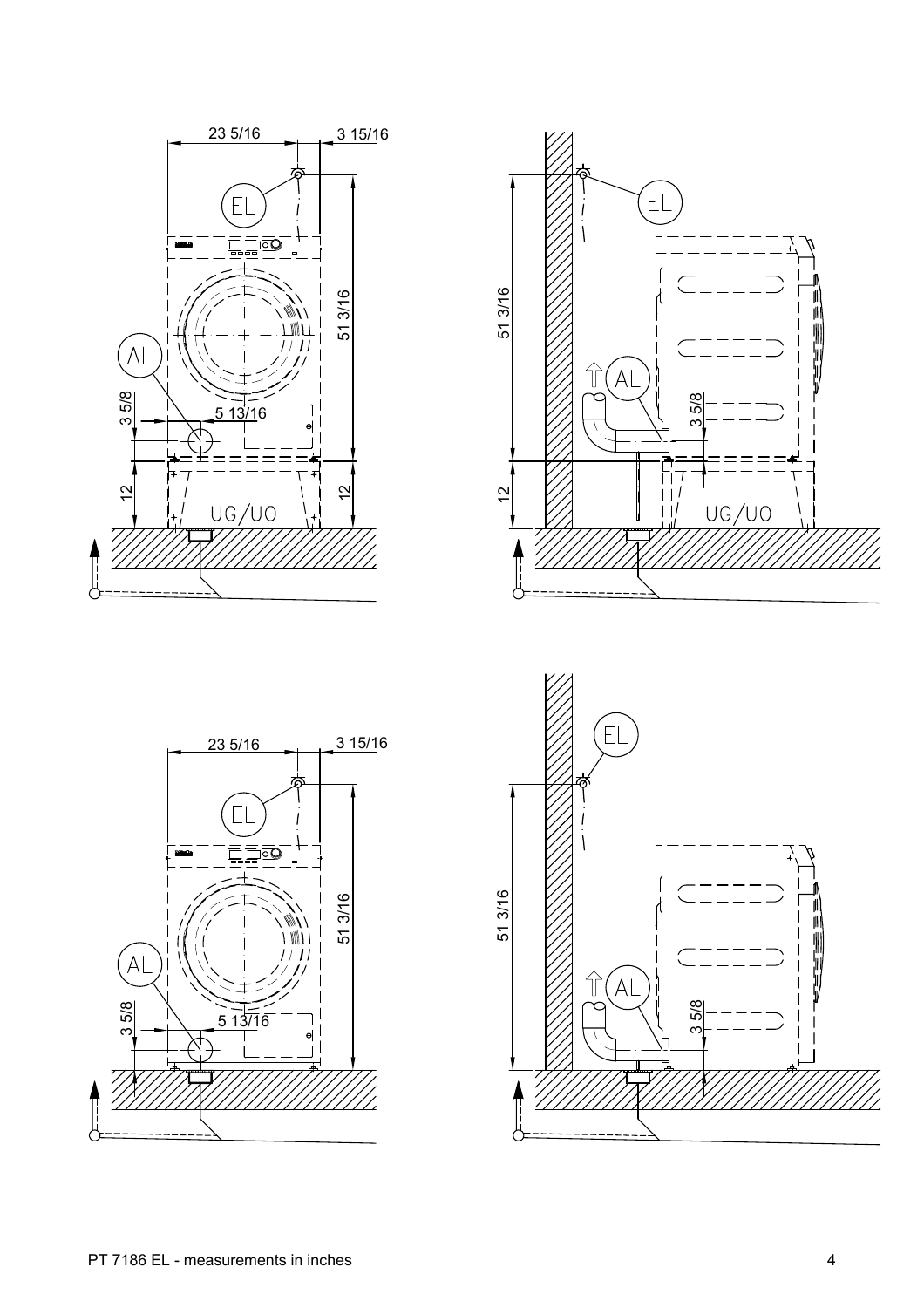PT 7186 EL - measurements in inches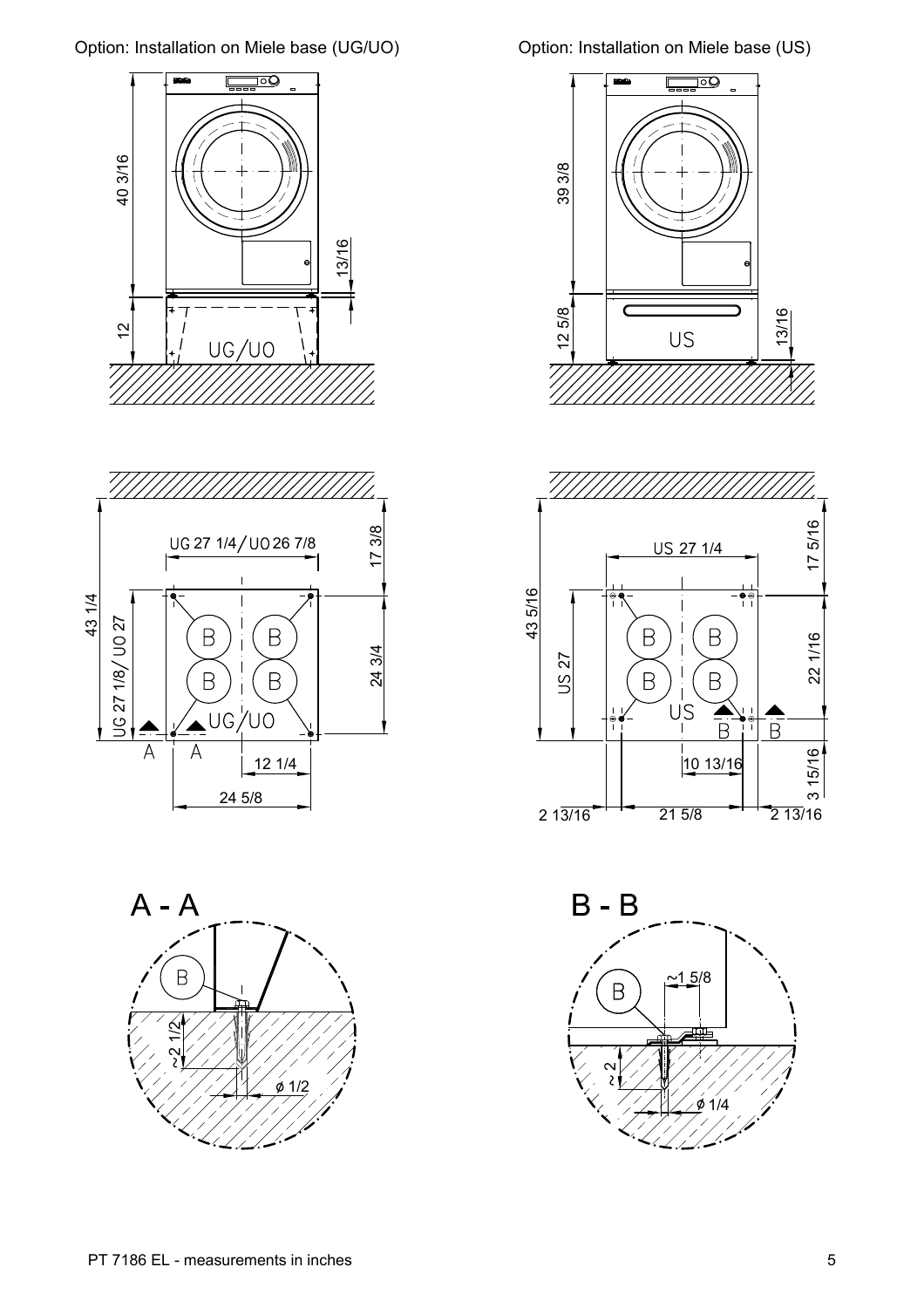Option: Installation on Miele base (UG/UO)

40 3/16

13/16

12

UG/UO

43 1/4

UG 27 1/4 / UO 26 7/8

17 3/8

UG 27 1/8 / UO 27

24 3/4

B B B B

UG/UO

A A

12 1/4

24 5/8

A - A

B

~2 1/2

ø 1/2

Option: Installation on Miele base (US)

39 3/8

12 5/8

US

13/16

43 5/16

US 27 1/4

17 5/16

US 27

22 1/16

B B B B

US

B B

10 13/16

3 15/16

2 13/16

21 5/8

2 13/16

B - B

B

~1 5/8

~2

ø 1/4

PT 7186 EL - measurements in inches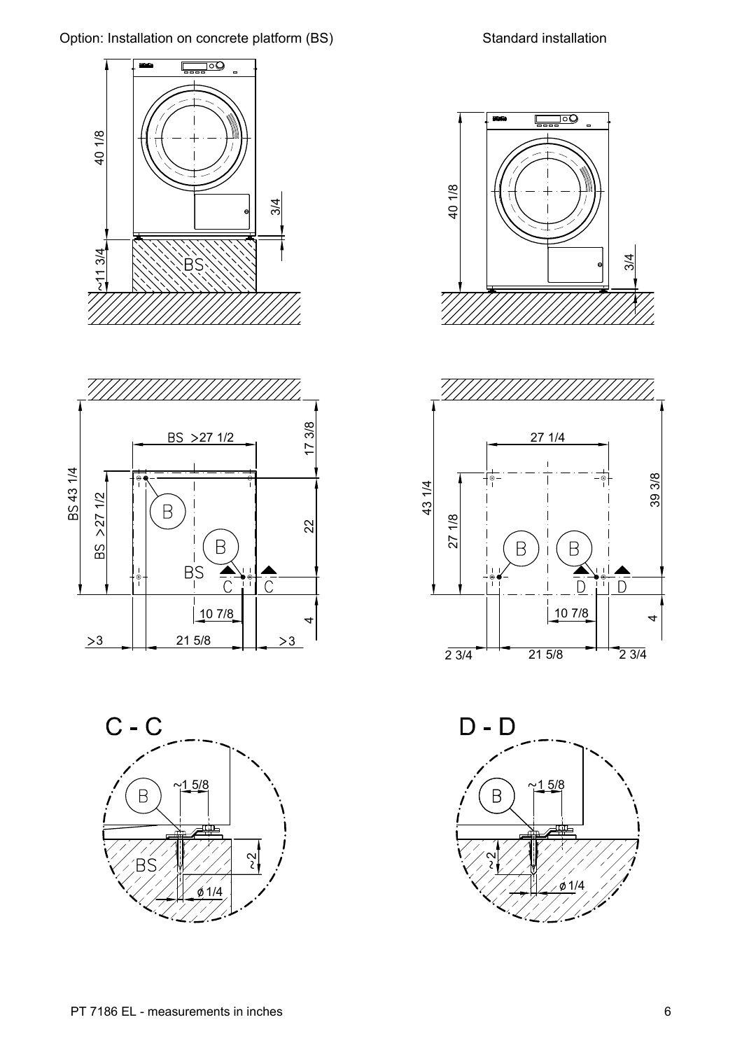Option: Installation on concrete platform (BS)

Standard installation

40 1/8

3/4

~11 3/4

BS

BS >27 1/2

17 3/8

BS 43 1/4

BS >27 1/2

B

B

BS

C C

22

10 7/8

4

>3

21 5/8

>3

27 1/4

43 1/4

27 1/8

B B

D D

39 3/8

10 7/8

4

2 3/4

21 5/8

2 3/4

C - C

B

~1 5/8

BS

~2

ø 1/4

D - D

B

~1 5/8

~2

ø 1/4

PT 7186 EL - measurements in inches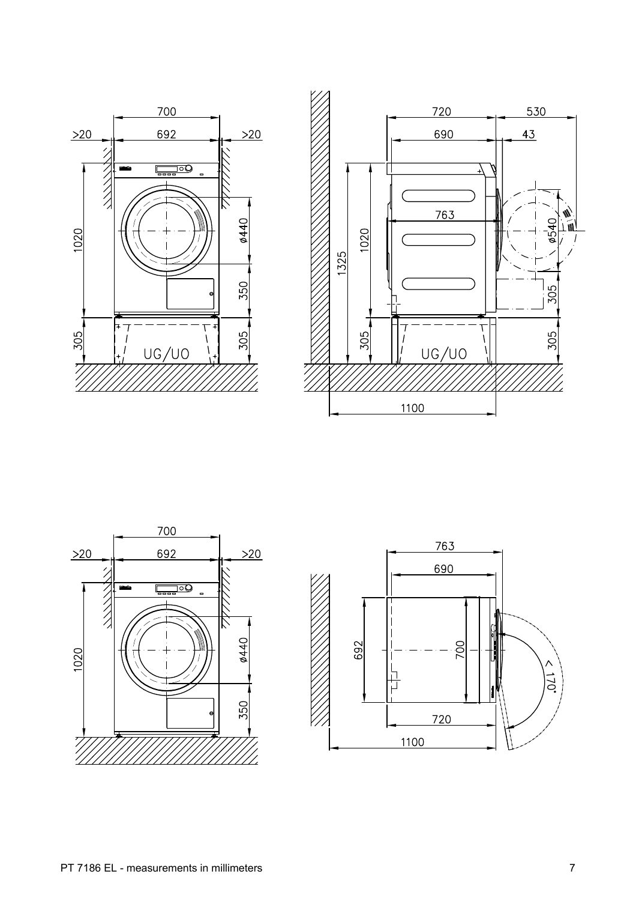700

>20 692 >20

1020 ø440 350

305 UG/UO 305

720 530

690 43

763

1325 1020 ø540

305 305 UG/UO 305

1100

700

>20 692 >20

1020 ø440 350

763

690

692 700 < 170°

720

1100

PT 7186 EL - measurements in millimeters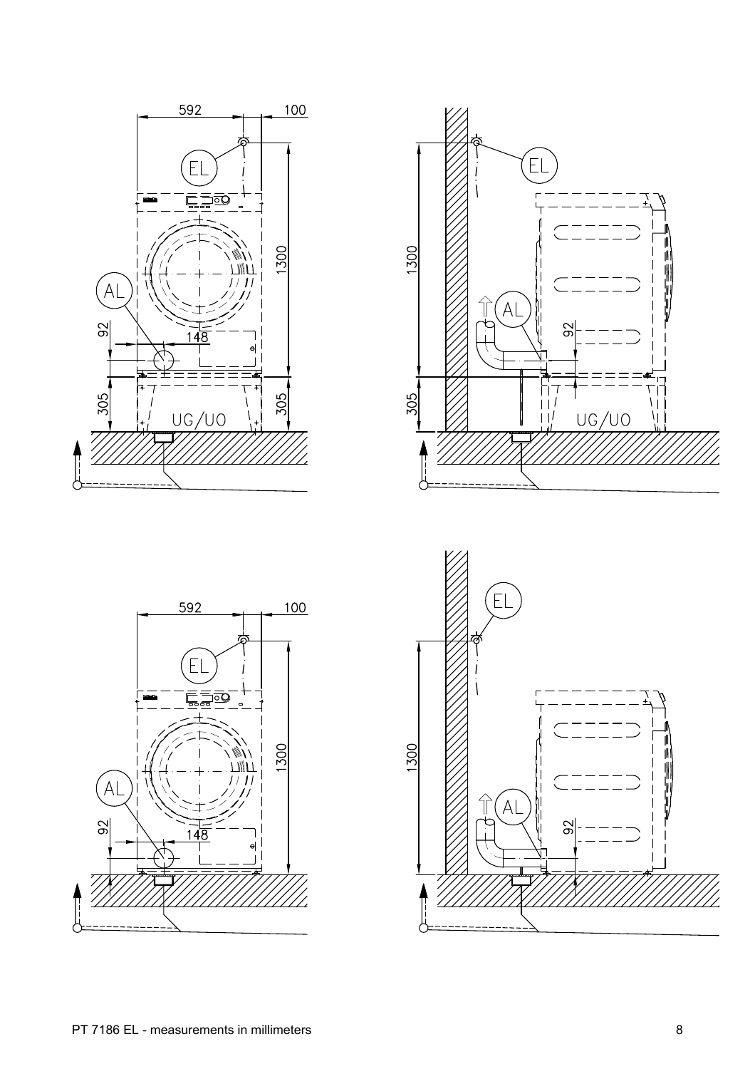592

100

EL

AL

1300

92

148

305

305

UG/UO

EL

1300

AL

92

305

UG/UO

592

100

EL

AL

1300

92

148

EL

1300

AL

92

PT 7186 EL - measurements in millimeters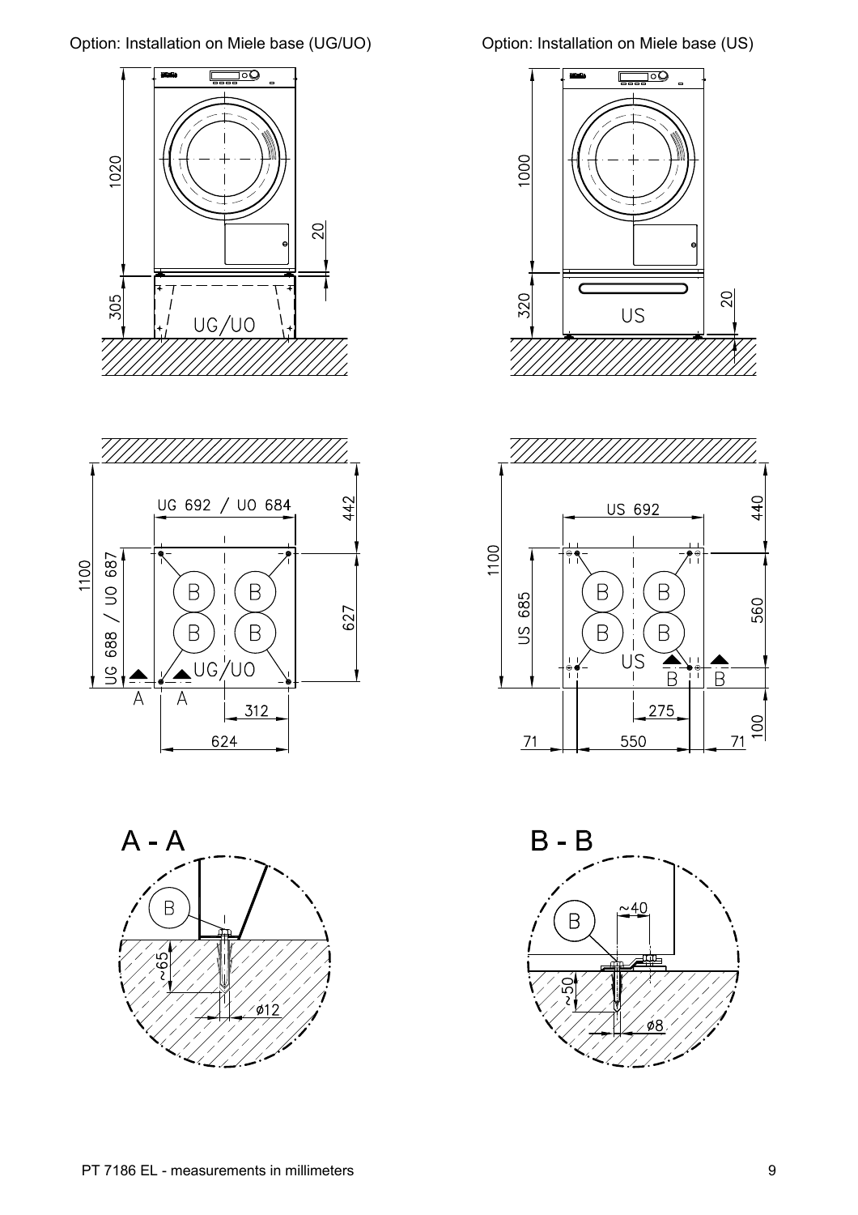Option: Installation on Miele base (UG/UO)

1020

20

305

UG/UO

1100

UG 692 / UO 684

442

UG 688 / UO 687

627

B B

B B

UG/UO

A A

312

624

A - A

B

~65

ø12

Option: Installation on Miele base (US)

1000

320

20

US

1100

US 692

440

US 685

560

B B

B B

US

B B

275

100

71 550 71

B - B

B

~40

~50

ø8

PT 7186 EL - measurements in millimeters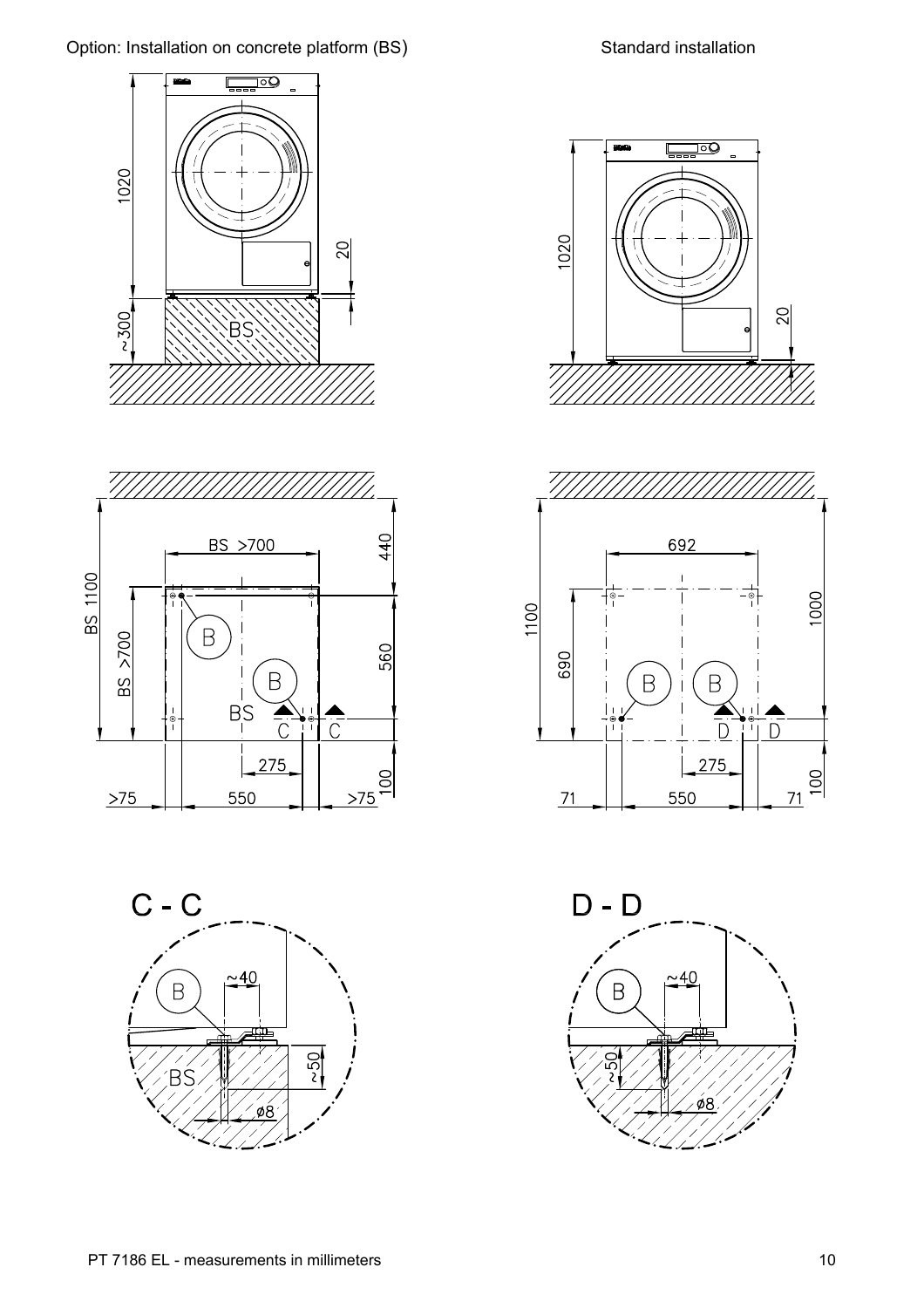Option: Installation on concrete platform (BS)

Standard installation

1020

20

~300

BS

1020

20

BS >700

440

BS 1100

BS >700

B

B

560

BS

C C

275

100

>75 550 >75

692

1100

690

B B

1000

D D

275

100

71 550 71

C - C

B

~40

~50

BS

ø8

D - D

B

~40

~50

ø8

PT 7186 EL - measurements in millimeters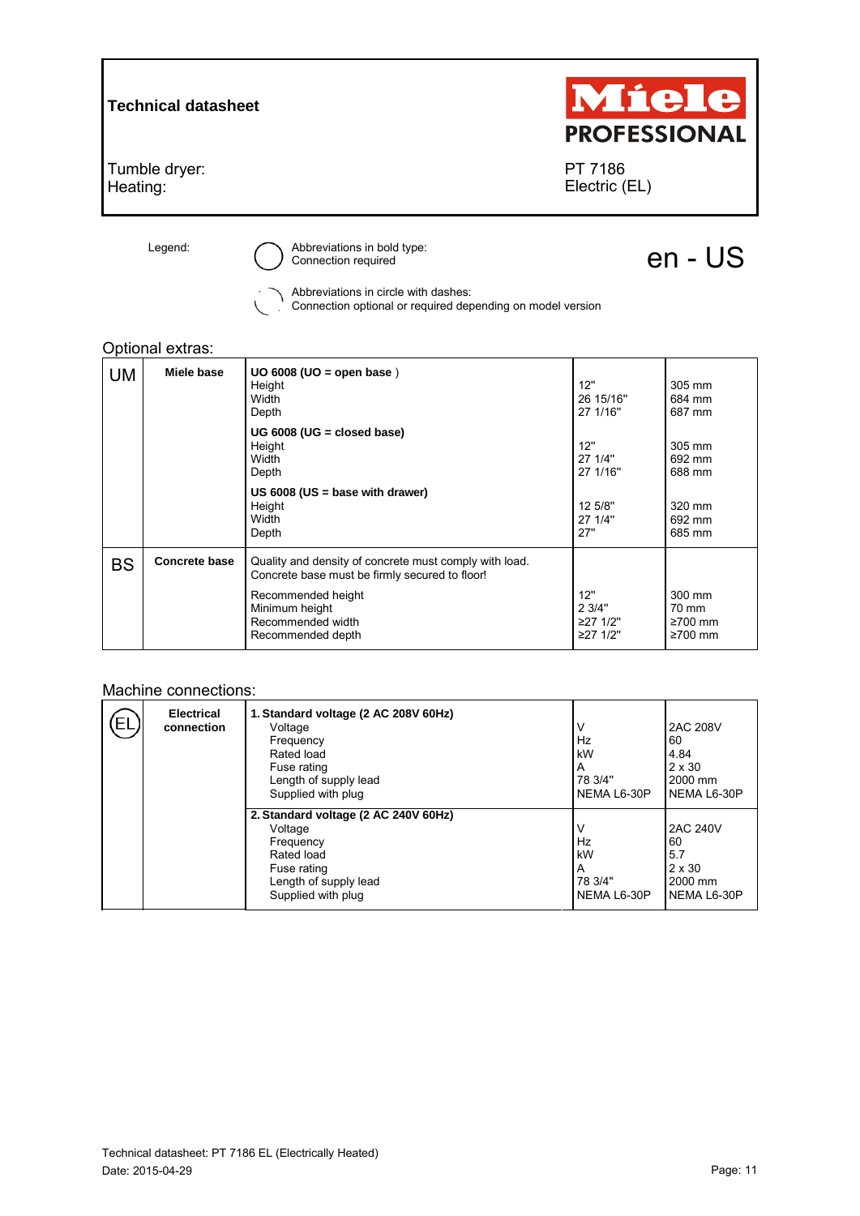**Technical datasheet**

**Miele PROFESSIONAL**

| | |
|---|---|
| Tumble dryer: | PT 7186 |
| Heating: | Electric (EL) |

Legend:

- Abbreviations in bold type: Connection required
- Abbreviations in circle with dashes: Connection optional or required depending on model version

en - US

## Optional extras:

| | | | | |
|---|---|---|---|---|
| UM | **Miele base** | **UO 6008 (UO = open base )**<br>Height<br>Width<br>Depth | <br>12"<br>26 15/16"<br>27 1/16" | <br>305 mm<br>684 mm<br>687 mm |
| | | **UG 6008 (UG = closed base)**<br>Height<br>Width<br>Depth | <br>12"<br>27 1/4"<br>27 1/16" | <br>305 mm<br>692 mm<br>688 mm |
| | | **US 6008 (US = base with drawer)**<br>Height<br>Width<br>Depth | <br>12 5/8"<br>27 1/4"<br>27" | <br>320 mm<br>692 mm<br>685 mm |
| BS | **Concrete base** | Quality and density of concrete must comply with load.<br>Concrete base must be firmly secured to floor! | | |
| | | Recommended height<br>Minimum height<br>Recommended width<br>Recommended depth | 12"<br>2 3/4"<br>≥27 1/2"<br>≥27 1/2" | 300 mm<br>70 mm<br>≥700 mm<br>≥700 mm |

## Machine connections:

| | | | | |
|---|---|---|---|---|
| EL | **Electrical connection** | **1. Standard voltage (2 AC 208V 60Hz)**<br>Voltage<br>Frequency<br>Rated load<br>Fuse rating<br>Length of supply lead<br>Supplied with plug | <br>V<br>Hz<br>kW<br>A<br>78 3/4"<br>NEMA L6-30P | <br>2AC 208V<br>60<br>4.84<br>2 x 30<br>2000 mm<br>NEMA L6-30P |
| | | **2. Standard voltage (2 AC 240V 60Hz)**<br>Voltage<br>Frequency<br>Rated load<br>Fuse rating<br>Length of supply lead<br>Supplied with plug | <br>V<br>Hz<br>kW<br>A<br>78 3/4"<br>NEMA L6-30P | <br>2AC 240V<br>60<br>5.7<br>2 x 30<br>2000 mm<br>NEMA L6-30P |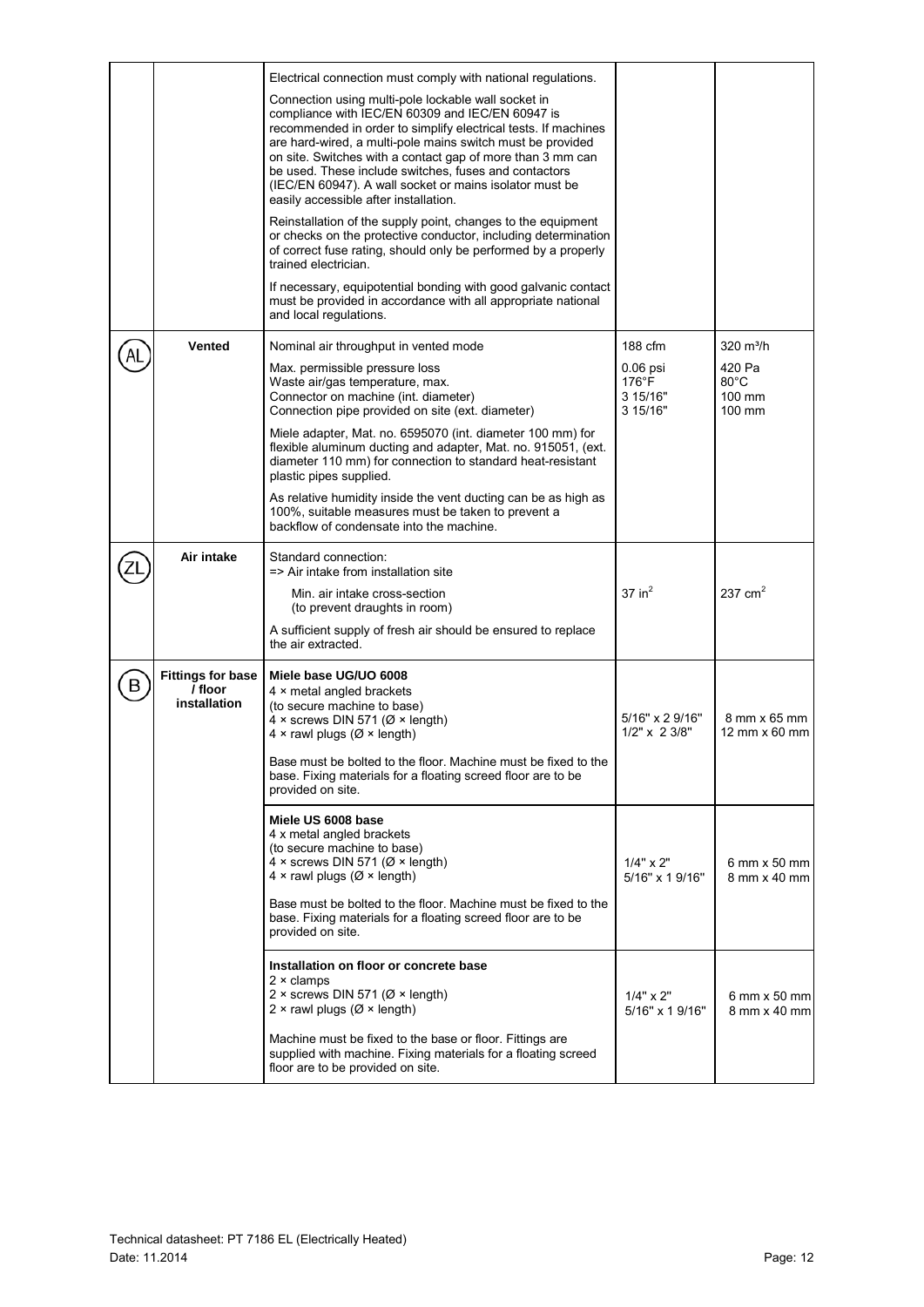| | | | | |
|---|---|---|---|---|
| | | Electrical connection must comply with national regulations.<br><br>Connection using multi-pole lockable wall socket in compliance with IEC/EN 60309 and IEC/EN 60947 is recommended in order to simplify electrical tests. If machines are hard-wired, a multi-pole mains switch must be provided on site. Switches with a contact gap of more than 3 mm can be used. These include switches, fuses and contactors (IEC/EN 60947). A wall socket or mains isolator must be easily accessible after installation.<br><br>Reinstallation of the supply point, changes to the equipment or checks on the protective conductor, including determination of correct fuse rating, should only be performed by a properly trained electrician.<br><br>If necessary, equipotential bonding with good galvanic contact must be provided in accordance with all appropriate national and local regulations. | | |
| AL | **Vented** | Nominal air throughput in vented mode | 188 cfm | 320 m³/h |
| | | Max. permissible pressure loss<br>Waste air/gas temperature, max.<br>Connector on machine (int. diameter)<br>Connection pipe provided on site (ext. diameter) | 0.06 psi<br>176°F<br>3 15/16"<br>3 15/16" | 420 Pa<br>80°C<br>100 mm<br>100 mm |
| | | Miele adapter, Mat. no. 6595070 (int. diameter 100 mm) for flexible aluminum ducting and adapter, Mat. no. 915051, (ext. diameter 110 mm) for connection to standard heat-resistant plastic pipes supplied.<br><br>As relative humidity inside the vent ducting can be as high as 100%, suitable measures must be taken to prevent a backflow of condensate into the machine. | | |
| ZL | **Air intake** | Standard connection:<br>=> Air intake from installation site | | |
| | | Min. air intake cross-section<br>(to prevent draughts in room) | 37 in² | 237 cm² |
| | | A sufficient supply of fresh air should be ensured to replace the air extracted. | | |
| B | **Fittings for base / floor installation** | **Miele base UG/UO 6008**<br>4 × metal angled brackets<br>(to secure machine to base)<br>4 × screws DIN 571 (Ø × length)<br>4 × rawl plugs (Ø × length) | <br><br><br>5/16" x 2 9/16"<br>1/2" x 2 3/8" | <br><br><br>8 mm x 65 mm<br>12 mm x 60 mm |
| | | Base must be bolted to the floor. Machine must be fixed to the base. Fixing materials for a floating screed floor are to be provided on site. | | |
| | | **Miele US 6008 base**<br>4 x metal angled brackets<br>(to secure machine to base)<br>4 × screws DIN 571 (Ø × length)<br>4 × rawl plugs (Ø × length) | <br><br><br>1/4" x 2"<br>5/16" x 1 9/16" | <br><br><br>6 mm x 50 mm<br>8 mm x 40 mm |
| | | Base must be bolted to the floor. Machine must be fixed to the base. Fixing materials for a floating screed floor are to be provided on site. | | |
| | | **Installation on floor or concrete base**<br>2 × clamps<br>2 × screws DIN 571 (Ø × length)<br>2 × rawl plugs (Ø × length) | <br><br>1/4" x 2"<br>5/16" x 1 9/16" | <br><br>6 mm x 50 mm<br>8 mm x 40 mm |
| | | Machine must be fixed to the base or floor. Fittings are supplied with machine. Fixing materials for a floating screed floor are to be provided on site. | | |

Technical datasheet: PT 7186 EL (Electrically Heated)
Date: 11.2014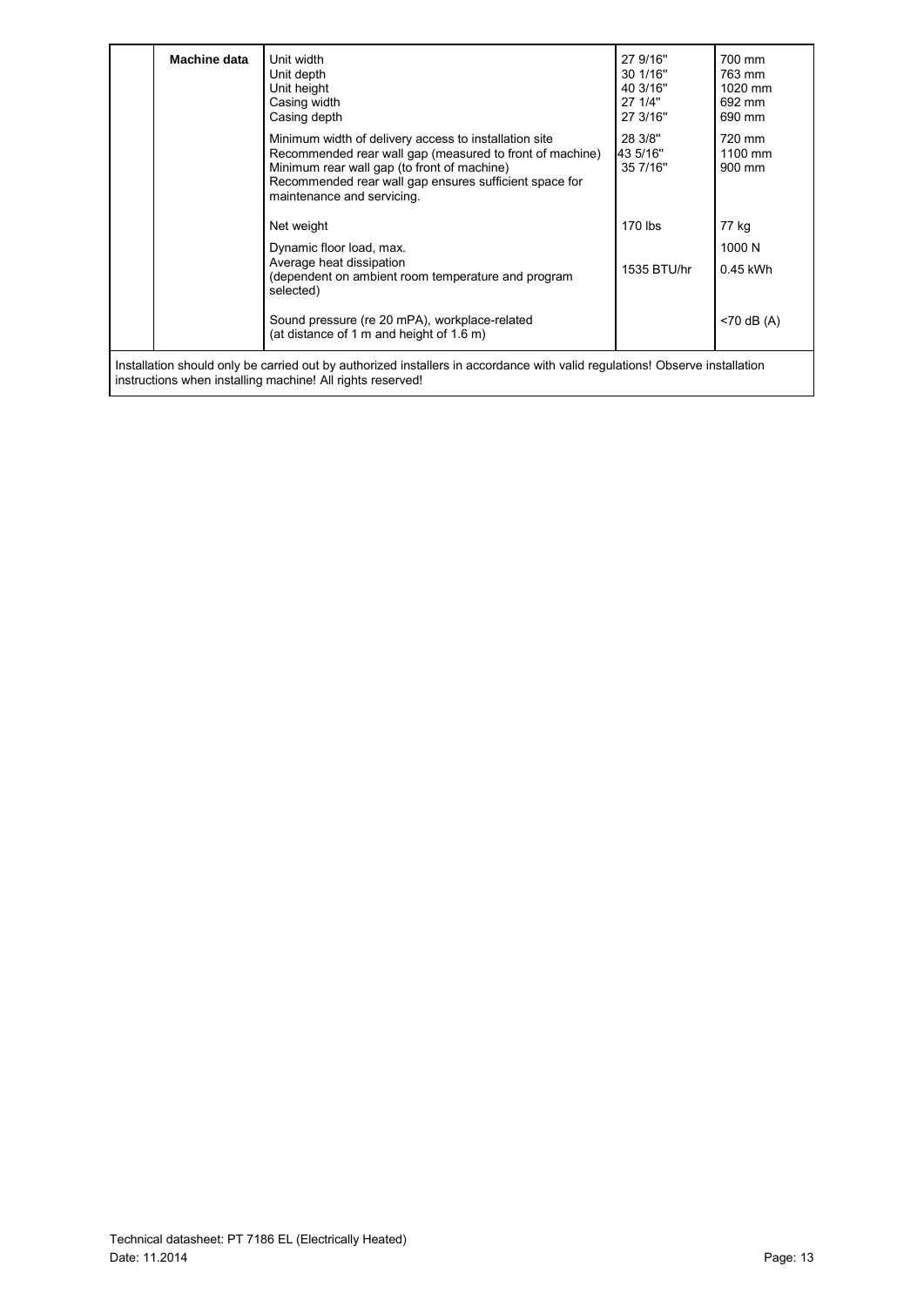| | | | | |
|---|---|---|---|---|
| | **Machine data** | Unit width<br>Unit depth<br>Unit height<br>Casing width<br>Casing depth | 27 9/16"<br>30 1/16"<br>40 3/16"<br>27 1/4"<br>27 3/16" | 700 mm<br>763 mm<br>1020 mm<br>692 mm<br>690 mm |
| | | Minimum width of delivery access to installation site<br>Recommended rear wall gap (measured to front of machine)<br>Minimum rear wall gap (to front of machine)<br>Recommended rear wall gap ensures sufficient space for maintenance and servicing. | 28 3/8"<br>43 5/16"<br>35 7/16" | 720 mm<br>1100 mm<br>900 mm |
| | | Net weight | 170 lbs | 77 kg |
| | | Dynamic floor load, max. | | 1000 N |
| | | Average heat dissipation<br>(dependent on ambient room temperature and program selected) | 1535 BTU/hr | 0.45 kWh |
| | | Sound pressure (re 20 mPA), workplace-related<br>(at distance of 1 m and height of 1.6 m) | | <70 dB (A) |

Installation should only be carried out by authorized installers in accordance with valid regulations! Observe installation instructions when installing machine! All rights reserved!

Technical datasheet: PT 7186 EL (Electrically Heated)
Date: 11.2014